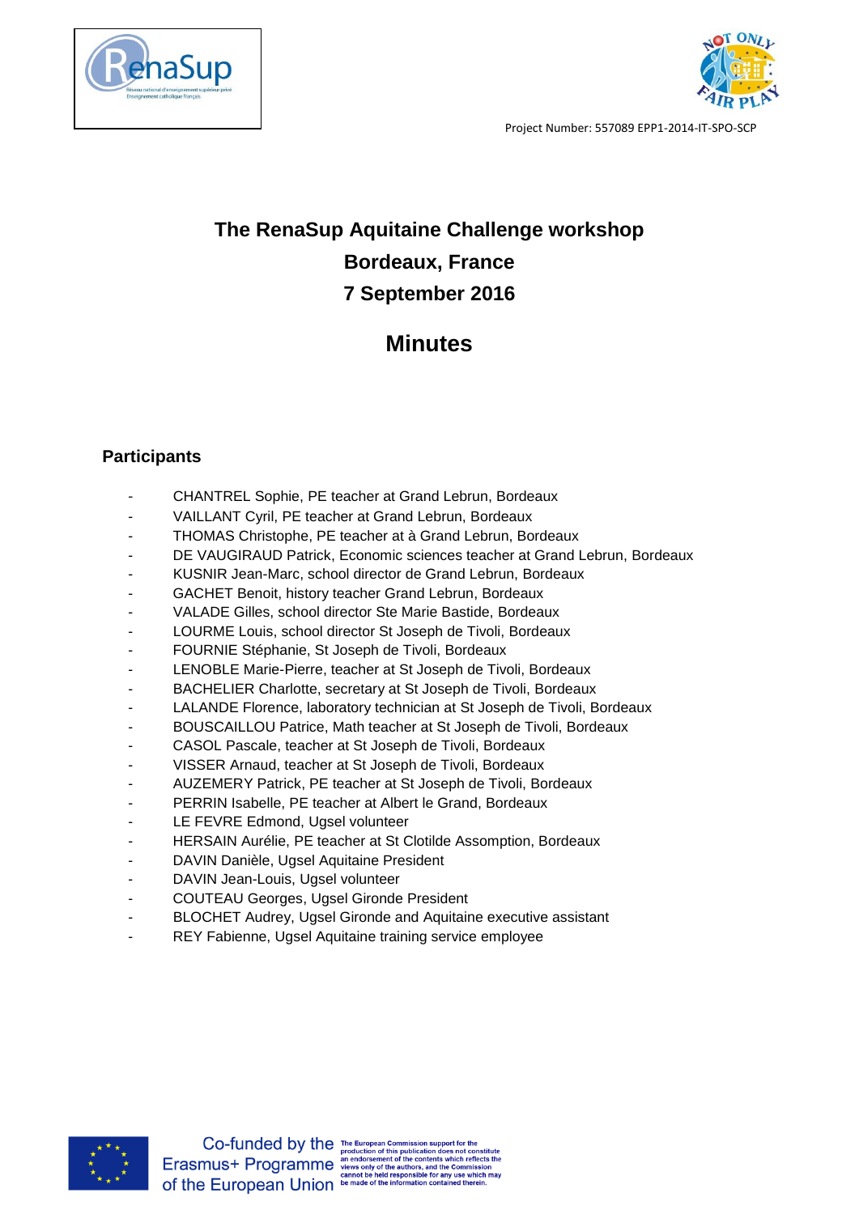Project Number: 557089 EPP1-2014-IT-SPO-SCP

# The RenaSup Aquitaine Challenge workshop
# Bordeaux, France
# 7 September 2016

# Minutes

## Participants

- CHANTREL Sophie, PE teacher at Grand Lebrun, Bordeaux
- VAILLANT Cyril, PE teacher at Grand Lebrun, Bordeaux
- THOMAS Christophe, PE teacher at à Grand Lebrun, Bordeaux
- DE VAUGIRAUD Patrick, Economic sciences teacher at Grand Lebrun, Bordeaux
- KUSNIR Jean-Marc, school director de Grand Lebrun, Bordeaux
- GACHET Benoit, history teacher Grand Lebrun, Bordeaux
- VALADE Gilles, school director Ste Marie Bastide, Bordeaux
- LOURME Louis, school director St Joseph de Tivoli, Bordeaux
- FOURNIE Stéphanie, St Joseph de Tivoli, Bordeaux
- LENOBLE Marie-Pierre, teacher at St Joseph de Tivoli, Bordeaux
- BACHELIER Charlotte, secretary at St Joseph de Tivoli, Bordeaux
- LALANDE Florence, laboratory technician at St Joseph de Tivoli, Bordeaux
- BOUSCAILLOU Patrice, Math teacher at St Joseph de Tivoli, Bordeaux
- CASOL Pascale, teacher at St Joseph de Tivoli, Bordeaux
- VISSER Arnaud, teacher at St Joseph de Tivoli, Bordeaux
- AUZEMERY Patrick, PE teacher at St Joseph de Tivoli, Bordeaux
- PERRIN Isabelle, PE teacher at Albert le Grand, Bordeaux
- LE FEVRE Edmond, Ugsel volunteer
- HERSAIN Aurélie, PE teacher at St Clotilde Assomption, Bordeaux
- DAVIN Danièle, Ugsel Aquitaine President
- DAVIN Jean-Louis, Ugsel volunteer
- COUTEAU Georges, Ugsel Gironde President
- BLOCHET Audrey, Ugsel Gironde and Aquitaine executive assistant
- REY Fabienne, Ugsel Aquitaine training service employee

Co-funded by the Erasmus+ Programme of the European Union

The European Commission support for the production of this publication does not constitute an endorsement of the contents which reflects the views only of the authors, and the Commission cannot be held responsible for any use which may be made of the information contained therein.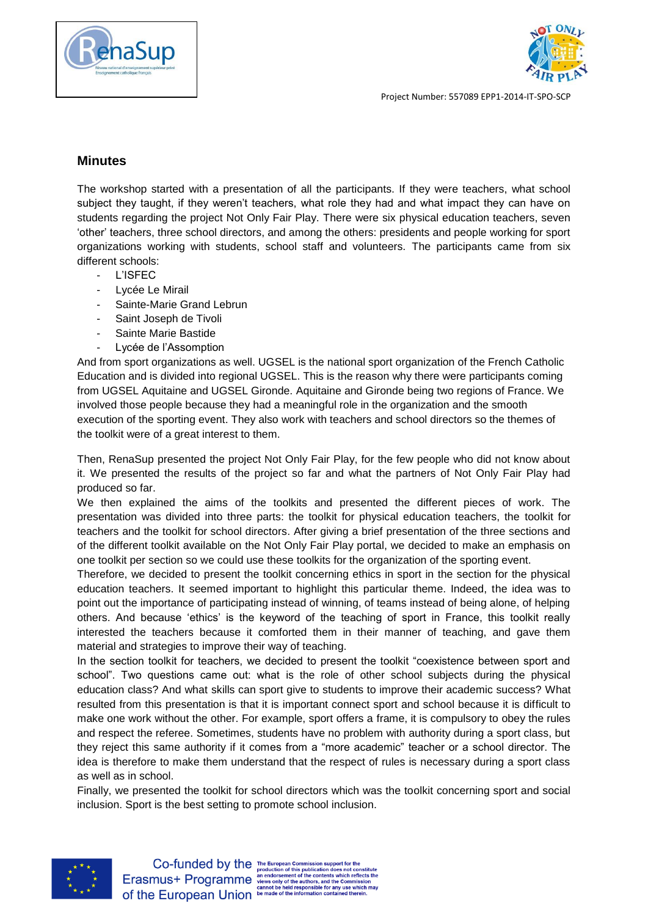## Minutes

The workshop started with a presentation of all the participants. If they were teachers, what school subject they taught, if they weren't teachers, what role they had and what impact they can have on students regarding the project Not Only Fair Play. There were six physical education teachers, seven 'other' teachers, three school directors, and among the others: presidents and people working for sport organizations working with students, school staff and volunteers. The participants came from six different schools:

- L'ISFEC
- Lycée Le Mirail
- Sainte-Marie Grand Lebrun
- Saint Joseph de Tivoli
- Sainte Marie Bastide
- Lycée de l'Assomption

And from sport organizations as well. UGSEL is the national sport organization of the French Catholic Education and is divided into regional UGSEL. This is the reason why there were participants coming from UGSEL Aquitaine and UGSEL Gironde. Aquitaine and Gironde being two regions of France. We involved those people because they had a meaningful role in the organization and the smooth execution of the sporting event. They also work with teachers and school directors so the themes of the toolkit were of a great interest to them.

Then, RenaSup presented the project Not Only Fair Play, for the few people who did not know about it. We presented the results of the project so far and what the partners of Not Only Fair Play had produced so far.

We then explained the aims of the toolkits and presented the different pieces of work. The presentation was divided into three parts: the toolkit for physical education teachers, the toolkit for teachers and the toolkit for school directors. After giving a brief presentation of the three sections and of the different toolkit available on the Not Only Fair Play portal, we decided to make an emphasis on one toolkit per section so we could use these toolkits for the organization of the sporting event.

Therefore, we decided to present the toolkit concerning ethics in sport in the section for the physical education teachers. It seemed important to highlight this particular theme. Indeed, the idea was to point out the importance of participating instead of winning, of teams instead of being alone, of helping others. And because 'ethics' is the keyword of the teaching of sport in France, this toolkit really interested the teachers because it comforted them in their manner of teaching, and gave them material and strategies to improve their way of teaching.

In the section toolkit for teachers, we decided to present the toolkit "coexistence between sport and school". Two questions came out: what is the role of other school subjects during the physical education class? And what skills can sport give to students to improve their academic success? What resulted from this presentation is that it is important connect sport and school because it is difficult to make one work without the other. For example, sport offers a frame, it is compulsory to obey the rules and respect the referee. Sometimes, students have no problem with authority during a sport class, but they reject this same authority if it comes from a "more academic" teacher or a school director. The idea is therefore to make them understand that the respect of rules is necessary during a sport class as well as in school.

Finally, we presented the toolkit for school directors which was the toolkit concerning sport and social inclusion. Sport is the best setting to promote school inclusion.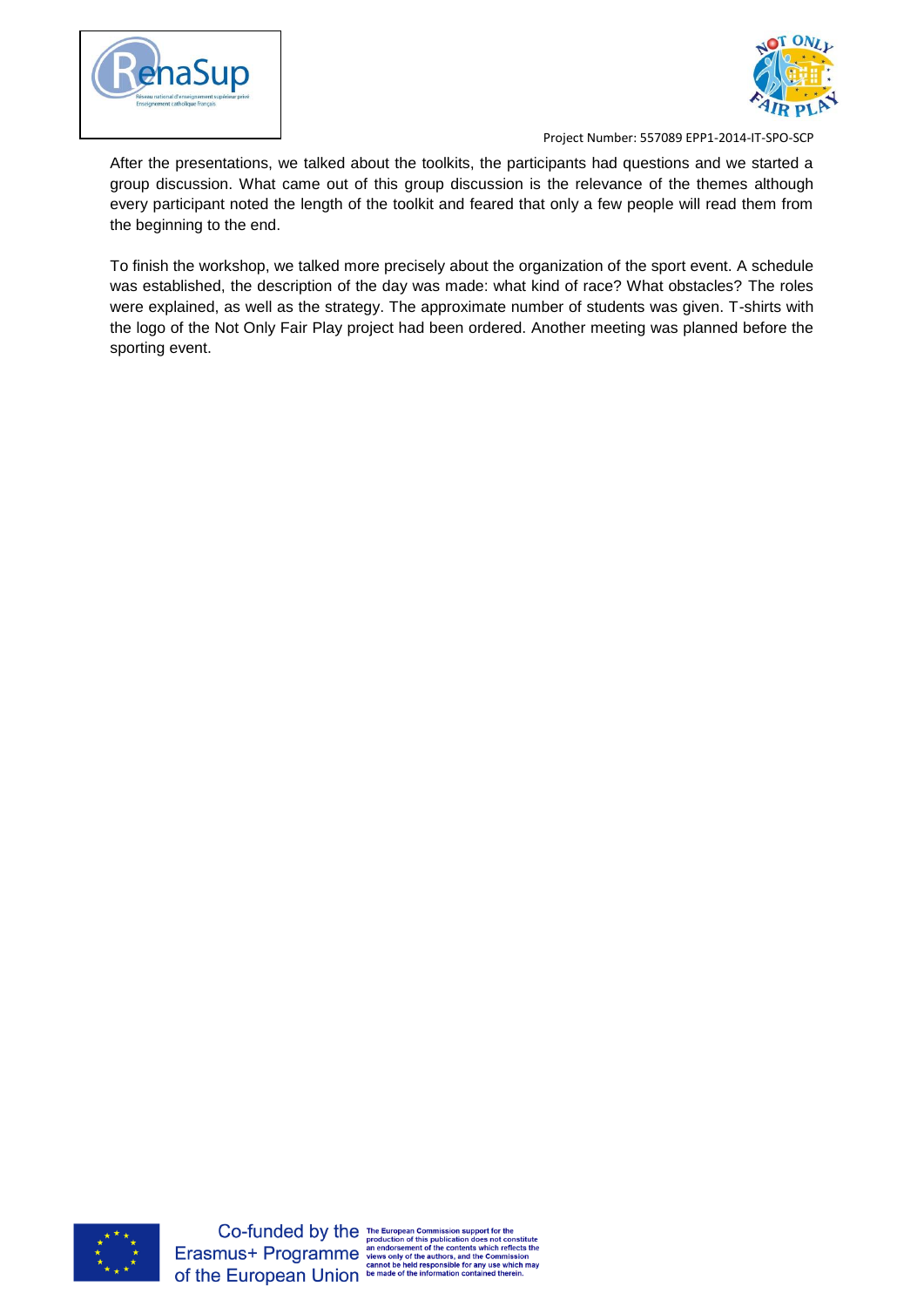After the presentations, we talked about the toolkits, the participants had questions and we started a group discussion. What came out of this group discussion is the relevance of the themes although every participant noted the length of the toolkit and feared that only a few people will read them from the beginning to the end.

To finish the workshop, we talked more precisely about the organization of the sport event. A schedule was established, the description of the day was made: what kind of race? What obstacles? The roles were explained, as well as the strategy. The approximate number of students was given. T-shirts with the logo of the Not Only Fair Play project had been ordered. Another meeting was planned before the sporting event.